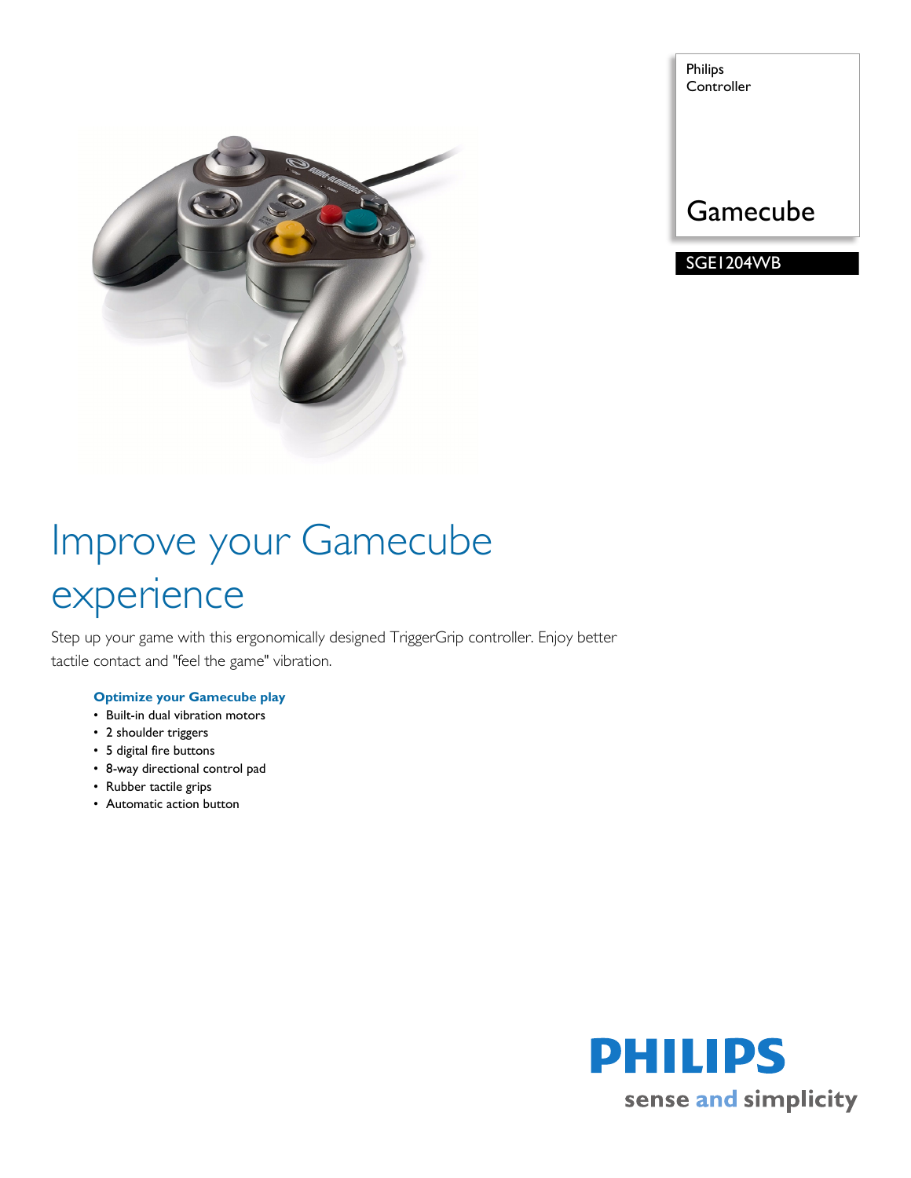Philips
Controller

Gamecube

SGE1204WB

# Improve your Gamecube experience

Step up your game with this ergonomically designed TriggerGrip controller. Enjoy better tactile contact and "feel the game" vibration.

### Optimize your Gamecube play

- Built-in dual vibration motors
- 2 shoulder triggers
- 5 digital fire buttons
- 8-way directional control pad
- Rubber tactile grips
- Automatic action button

PHILIPS
sense and simplicity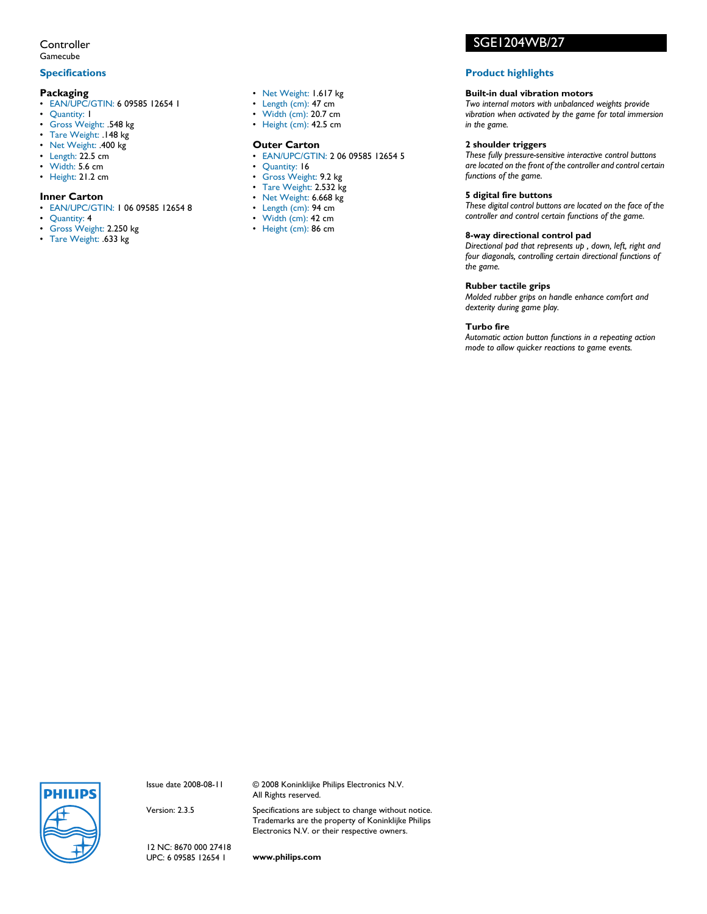Controller

Gamecube

# SGE1204WB/27

## Specifications

### Packaging
- EAN/UPC/GTIN: 6 09585 12654 1
- Quantity: 1
- Gross Weight: .548 kg
- Tare Weight: .148 kg
- Net Weight: .400 kg
- Length: 22.5 cm
- Width: 5.6 cm
- Height: 21.2 cm

### Inner Carton
- EAN/UPC/GTIN: 1 06 09585 12654 8
- Quantity: 4
- Gross Weight: 2.250 kg
- Tare Weight: .633 kg
- Net Weight: 1.617 kg
- Length (cm): 47 cm
- Width (cm): 20.7 cm
- Height (cm): 42.5 cm

### Outer Carton
- EAN/UPC/GTIN: 2 06 09585 12654 5
- Quantity: 16
- Gross Weight: 9.2 kg
- Tare Weight: 2.532 kg
- Net Weight: 6.668 kg
- Length (cm): 94 cm
- Width (cm): 42 cm
- Height (cm): 86 cm

## Product highlights

**Built-in dual vibration motors**

*Two internal motors with unbalanced weights provide vibration when activated by the game for total immersion in the game.*

**2 shoulder triggers**

*These fully pressure-sensitive interactive control buttons are located on the front of the controller and control certain functions of the game.*

**5 digital fire buttons**

*These digital control buttons are located on the face of the controller and control certain functions of the game.*

**8-way directional control pad**

*Directional pad that represents up , down, left, right and four diagonals, controlling certain directional functions of the game.*

**Rubber tactile grips**

*Molded rubber grips on handle enhance comfort and dexterity during game play.*

**Turbo fire**

*Automatic action button functions in a repeating action mode to allow quicker reactions to game events.*

Issue date 2008-08-11

Version: 2.3.5

12 NC: 8670 000 27418
UPC: 6 09585 12654 1

© 2008 Koninklijke Philips Electronics N.V.
All Rights reserved.

Specifications are subject to change without notice. Trademarks are the property of Koninklijke Philips Electronics N.V. or their respective owners.

**www.philips.com**